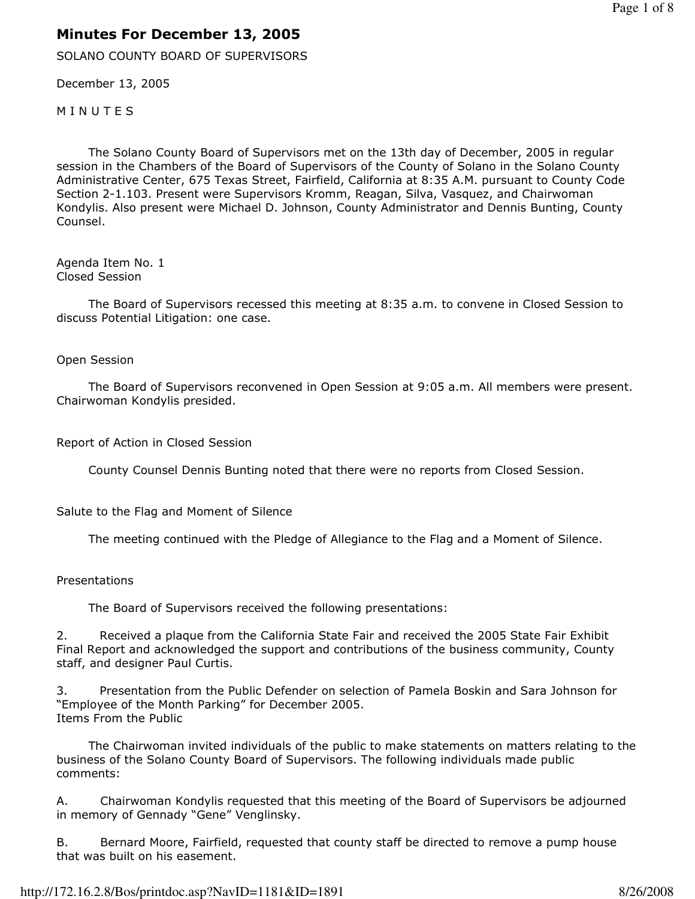# Minutes For December 13, 2005

SOLANO COUNTY BOARD OF SUPERVISORS

December 13, 2005

M I N U T E S

The Solano County Board of Supervisors met on the 13th day of December, 2005 in regular session in the Chambers of the Board of Supervisors of the County of Solano in the Solano County Administrative Center, 675 Texas Street, Fairfield, California at 8:35 A.M. pursuant to County Code Section 2-1.103. Present were Supervisors Kromm, Reagan, Silva, Vasquez, and Chairwoman Kondylis. Also present were Michael D. Johnson, County Administrator and Dennis Bunting, County Counsel.

Agenda Item No. 1
Closed Session

The Board of Supervisors recessed this meeting at 8:35 a.m. to convene in Closed Session to discuss Potential Litigation: one case.

Open Session

The Board of Supervisors reconvened in Open Session at 9:05 a.m. All members were present. Chairwoman Kondylis presided.

Report of Action in Closed Session

County Counsel Dennis Bunting noted that there were no reports from Closed Session.

Salute to the Flag and Moment of Silence

The meeting continued with the Pledge of Allegiance to the Flag and a Moment of Silence.

Presentations

The Board of Supervisors received the following presentations:

2. Received a plaque from the California State Fair and received the 2005 State Fair Exhibit Final Report and acknowledged the support and contributions of the business community, County staff, and designer Paul Curtis.

3. Presentation from the Public Defender on selection of Pamela Boskin and Sara Johnson for "Employee of the Month Parking" for December 2005.

Items From the Public

The Chairwoman invited individuals of the public to make statements on matters relating to the business of the Solano County Board of Supervisors. The following individuals made public comments:

A. Chairwoman Kondylis requested that this meeting of the Board of Supervisors be adjourned in memory of Gennady "Gene" Venglinsky.

B. Bernard Moore, Fairfield, requested that county staff be directed to remove a pump house that was built on his easement.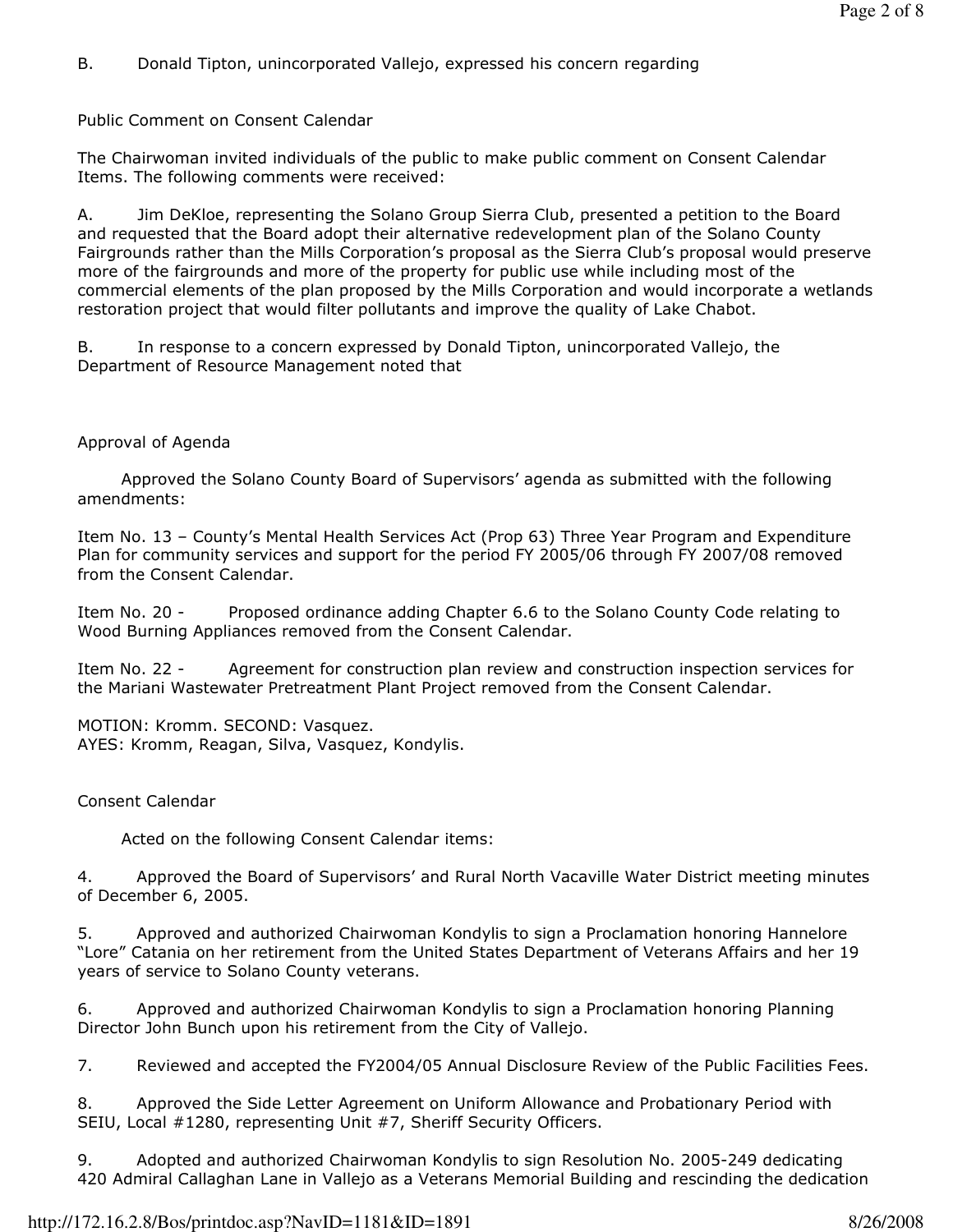B. Donald Tipton, unincorporated Vallejo, expressed his concern regarding

Public Comment on Consent Calendar

The Chairwoman invited individuals of the public to make public comment on Consent Calendar Items. The following comments were received:

A. Jim DeKloe, representing the Solano Group Sierra Club, presented a petition to the Board and requested that the Board adopt their alternative redevelopment plan of the Solano County Fairgrounds rather than the Mills Corporation's proposal as the Sierra Club's proposal would preserve more of the fairgrounds and more of the property for public use while including most of the commercial elements of the plan proposed by the Mills Corporation and would incorporate a wetlands restoration project that would filter pollutants and improve the quality of Lake Chabot.

B. In response to a concern expressed by Donald Tipton, unincorporated Vallejo, the Department of Resource Management noted that

Approval of Agenda

Approved the Solano County Board of Supervisors' agenda as submitted with the following amendments:

Item No. 13 – County's Mental Health Services Act (Prop 63) Three Year Program and Expenditure Plan for community services and support for the period FY 2005/06 through FY 2007/08 removed from the Consent Calendar.

Item No. 20 - Proposed ordinance adding Chapter 6.6 to the Solano County Code relating to Wood Burning Appliances removed from the Consent Calendar.

Item No. 22 - Agreement for construction plan review and construction inspection services for the Mariani Wastewater Pretreatment Plant Project removed from the Consent Calendar.

MOTION: Kromm. SECOND: Vasquez.
AYES: Kromm, Reagan, Silva, Vasquez, Kondylis.

Consent Calendar

Acted on the following Consent Calendar items:

4. Approved the Board of Supervisors' and Rural North Vacaville Water District meeting minutes of December 6, 2005.

5. Approved and authorized Chairwoman Kondylis to sign a Proclamation honoring Hannelore "Lore" Catania on her retirement from the United States Department of Veterans Affairs and her 19 years of service to Solano County veterans.

6. Approved and authorized Chairwoman Kondylis to sign a Proclamation honoring Planning Director John Bunch upon his retirement from the City of Vallejo.

7. Reviewed and accepted the FY2004/05 Annual Disclosure Review of the Public Facilities Fees.

8. Approved the Side Letter Agreement on Uniform Allowance and Probationary Period with SEIU, Local #1280, representing Unit #7, Sheriff Security Officers.

9. Adopted and authorized Chairwoman Kondylis to sign Resolution No. 2005-249 dedicating 420 Admiral Callaghan Lane in Vallejo as a Veterans Memorial Building and rescinding the dedication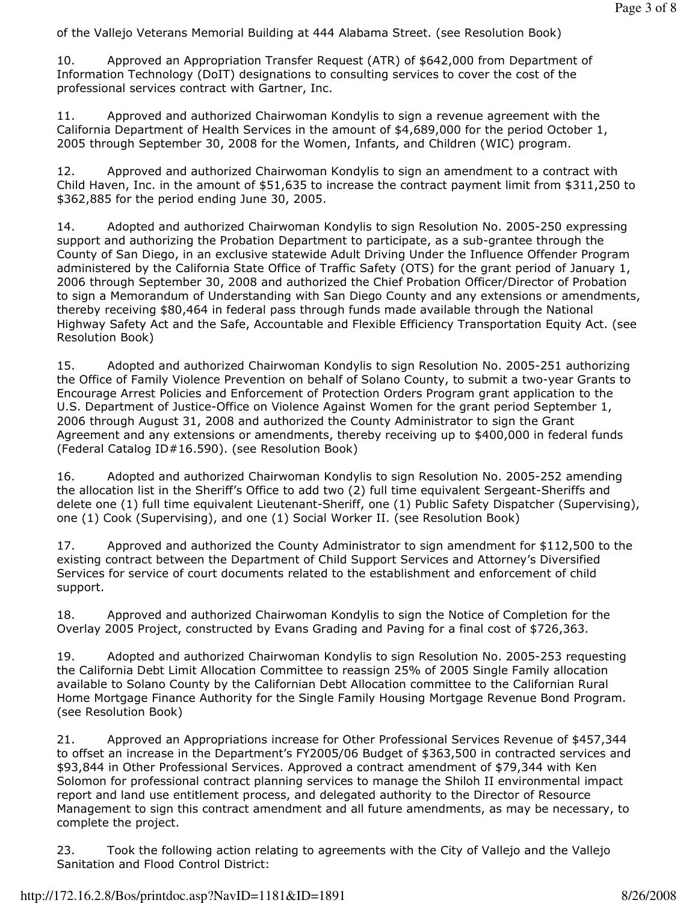of the Vallejo Veterans Memorial Building at 444 Alabama Street. (see Resolution Book)

10. Approved an Appropriation Transfer Request (ATR) of $642,000 from Department of Information Technology (DoIT) designations to consulting services to cover the cost of the professional services contract with Gartner, Inc.

11. Approved and authorized Chairwoman Kondylis to sign a revenue agreement with the California Department of Health Services in the amount of $4,689,000 for the period October 1, 2005 through September 30, 2008 for the Women, Infants, and Children (WIC) program.

12. Approved and authorized Chairwoman Kondylis to sign an amendment to a contract with Child Haven, Inc. in the amount of $51,635 to increase the contract payment limit from $311,250 to $362,885 for the period ending June 30, 2005.

14. Adopted and authorized Chairwoman Kondylis to sign Resolution No. 2005-250 expressing support and authorizing the Probation Department to participate, as a sub-grantee through the County of San Diego, in an exclusive statewide Adult Driving Under the Influence Offender Program administered by the California State Office of Traffic Safety (OTS) for the grant period of January 1, 2006 through September 30, 2008 and authorized the Chief Probation Officer/Director of Probation to sign a Memorandum of Understanding with San Diego County and any extensions or amendments, thereby receiving $80,464 in federal pass through funds made available through the National Highway Safety Act and the Safe, Accountable and Flexible Efficiency Transportation Equity Act. (see Resolution Book)

15. Adopted and authorized Chairwoman Kondylis to sign Resolution No. 2005-251 authorizing the Office of Family Violence Prevention on behalf of Solano County, to submit a two-year Grants to Encourage Arrest Policies and Enforcement of Protection Orders Program grant application to the U.S. Department of Justice-Office on Violence Against Women for the grant period September 1, 2006 through August 31, 2008 and authorized the County Administrator to sign the Grant Agreement and any extensions or amendments, thereby receiving up to $400,000 in federal funds (Federal Catalog ID#16.590). (see Resolution Book)

16. Adopted and authorized Chairwoman Kondylis to sign Resolution No. 2005-252 amending the allocation list in the Sheriff's Office to add two (2) full time equivalent Sergeant-Sheriffs and delete one (1) full time equivalent Lieutenant-Sheriff, one (1) Public Safety Dispatcher (Supervising), one (1) Cook (Supervising), and one (1) Social Worker II. (see Resolution Book)

17. Approved and authorized the County Administrator to sign amendment for $112,500 to the existing contract between the Department of Child Support Services and Attorney's Diversified Services for service of court documents related to the establishment and enforcement of child support.

18. Approved and authorized Chairwoman Kondylis to sign the Notice of Completion for the Overlay 2005 Project, constructed by Evans Grading and Paving for a final cost of $726,363.

19. Adopted and authorized Chairwoman Kondylis to sign Resolution No. 2005-253 requesting the California Debt Limit Allocation Committee to reassign 25% of 2005 Single Family allocation available to Solano County by the Californian Debt Allocation committee to the Californian Rural Home Mortgage Finance Authority for the Single Family Housing Mortgage Revenue Bond Program. (see Resolution Book)

21. Approved an Appropriations increase for Other Professional Services Revenue of $457,344 to offset an increase in the Department's FY2005/06 Budget of $363,500 in contracted services and $93,844 in Other Professional Services. Approved a contract amendment of $79,344 with Ken Solomon for professional contract planning services to manage the Shiloh II environmental impact report and land use entitlement process, and delegated authority to the Director of Resource Management to sign this contract amendment and all future amendments, as may be necessary, to complete the project.

23. Took the following action relating to agreements with the City of Vallejo and the Vallejo Sanitation and Flood Control District: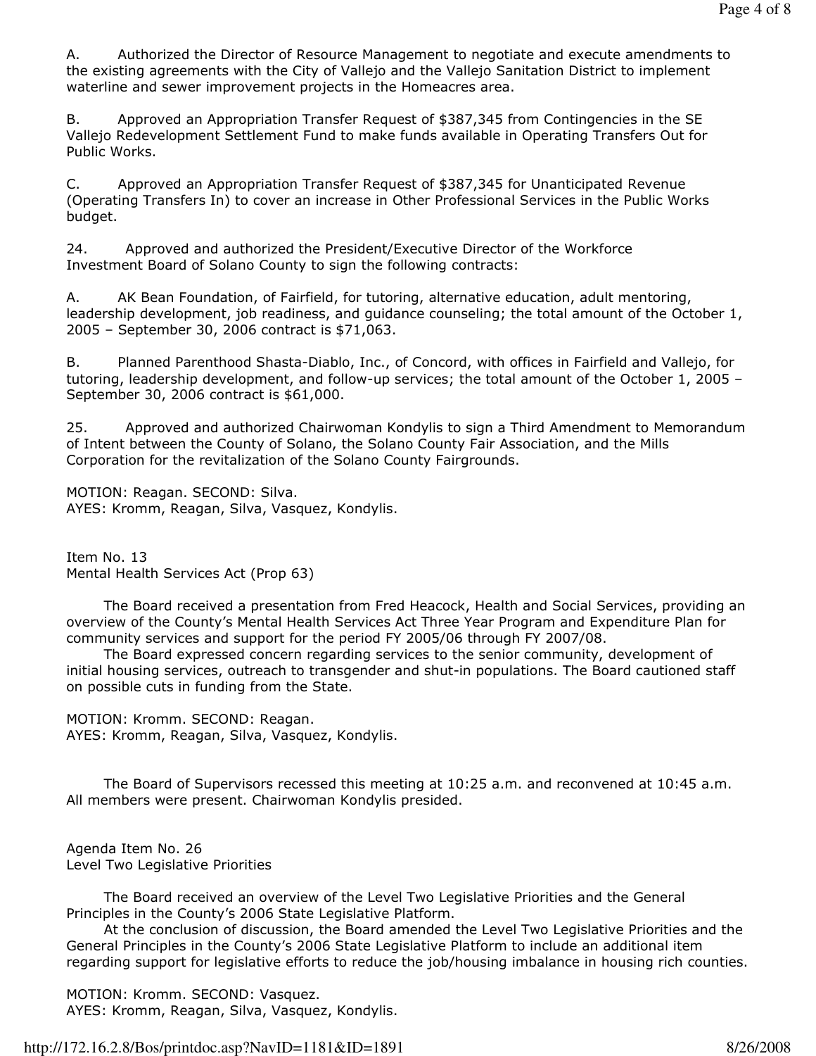A. Authorized the Director of Resource Management to negotiate and execute amendments to the existing agreements with the City of Vallejo and the Vallejo Sanitation District to implement waterline and sewer improvement projects in the Homeacres area.

B. Approved an Appropriation Transfer Request of $387,345 from Contingencies in the SE Vallejo Redevelopment Settlement Fund to make funds available in Operating Transfers Out for Public Works.

C. Approved an Appropriation Transfer Request of $387,345 for Unanticipated Revenue (Operating Transfers In) to cover an increase in Other Professional Services in the Public Works budget.

24. Approved and authorized the President/Executive Director of the Workforce Investment Board of Solano County to sign the following contracts:

A. AK Bean Foundation, of Fairfield, for tutoring, alternative education, adult mentoring, leadership development, job readiness, and guidance counseling; the total amount of the October 1, 2005 – September 30, 2006 contract is $71,063.

B. Planned Parenthood Shasta-Diablo, Inc., of Concord, with offices in Fairfield and Vallejo, for tutoring, leadership development, and follow-up services; the total amount of the October 1, 2005 – September 30, 2006 contract is $61,000.

25. Approved and authorized Chairwoman Kondylis to sign a Third Amendment to Memorandum of Intent between the County of Solano, the Solano County Fair Association, and the Mills Corporation for the revitalization of the Solano County Fairgrounds.

MOTION: Reagan. SECOND: Silva.
AYES: Kromm, Reagan, Silva, Vasquez, Kondylis.

Item No. 13
Mental Health Services Act (Prop 63)

The Board received a presentation from Fred Heacock, Health and Social Services, providing an overview of the County's Mental Health Services Act Three Year Program and Expenditure Plan for community services and support for the period FY 2005/06 through FY 2007/08.

The Board expressed concern regarding services to the senior community, development of initial housing services, outreach to transgender and shut-in populations. The Board cautioned staff on possible cuts in funding from the State.

MOTION: Kromm. SECOND: Reagan.
AYES: Kromm, Reagan, Silva, Vasquez, Kondylis.

The Board of Supervisors recessed this meeting at 10:25 a.m. and reconvened at 10:45 a.m. All members were present. Chairwoman Kondylis presided.

Agenda Item No. 26
Level Two Legislative Priorities

The Board received an overview of the Level Two Legislative Priorities and the General Principles in the County's 2006 State Legislative Platform.

At the conclusion of discussion, the Board amended the Level Two Legislative Priorities and the General Principles in the County's 2006 State Legislative Platform to include an additional item regarding support for legislative efforts to reduce the job/housing imbalance in housing rich counties.

MOTION: Kromm. SECOND: Vasquez.
AYES: Kromm, Reagan, Silva, Vasquez, Kondylis.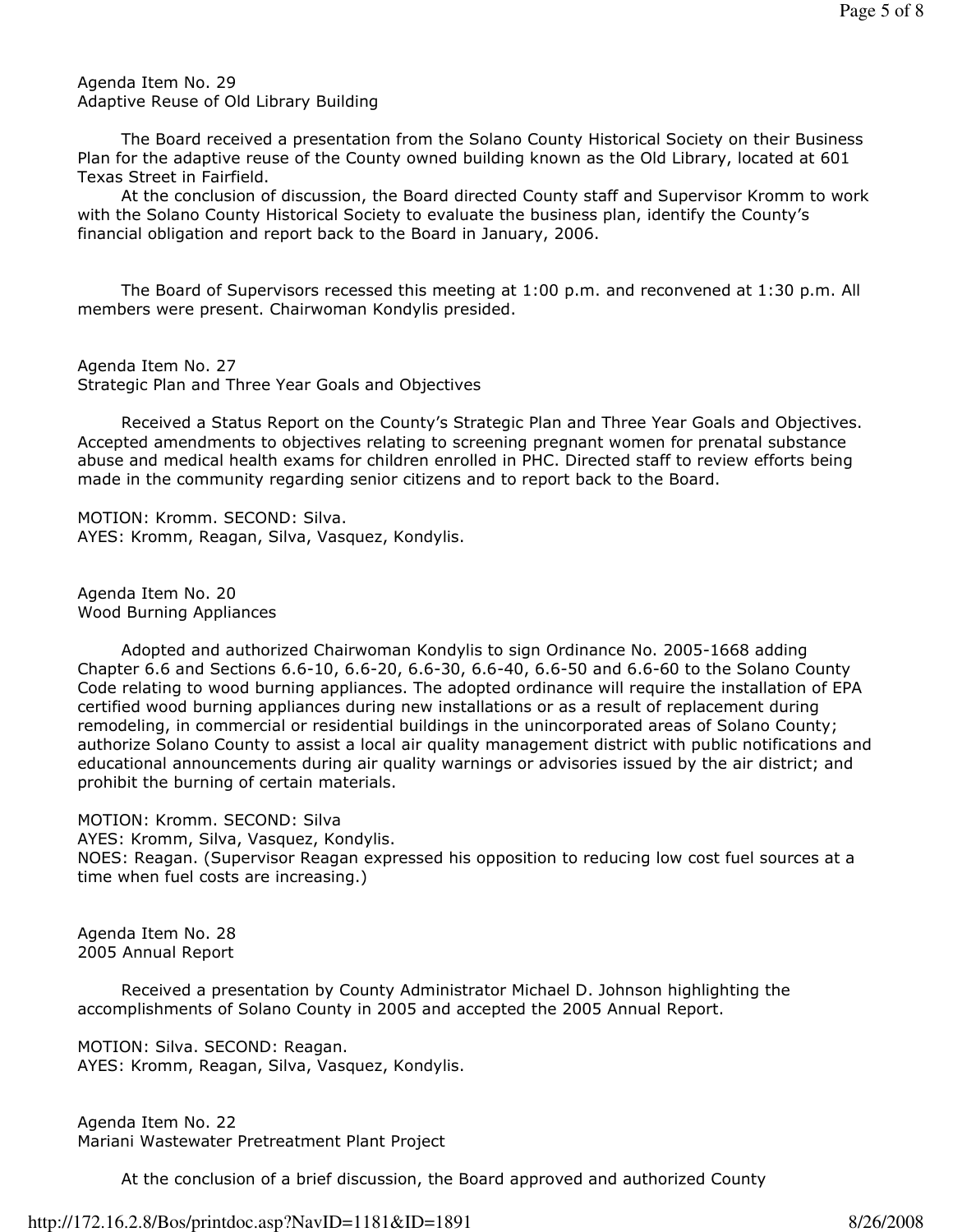Agenda Item No. 29
Adaptive Reuse of Old Library Building

The Board received a presentation from the Solano County Historical Society on their Business Plan for the adaptive reuse of the County owned building known as the Old Library, located at 601 Texas Street in Fairfield.

At the conclusion of discussion, the Board directed County staff and Supervisor Kromm to work with the Solano County Historical Society to evaluate the business plan, identify the County's financial obligation and report back to the Board in January, 2006.

The Board of Supervisors recessed this meeting at 1:00 p.m. and reconvened at 1:30 p.m. All members were present. Chairwoman Kondylis presided.

Agenda Item No. 27
Strategic Plan and Three Year Goals and Objectives

Received a Status Report on the County's Strategic Plan and Three Year Goals and Objectives. Accepted amendments to objectives relating to screening pregnant women for prenatal substance abuse and medical health exams for children enrolled in PHC. Directed staff to review efforts being made in the community regarding senior citizens and to report back to the Board.

MOTION: Kromm. SECOND: Silva.
AYES: Kromm, Reagan, Silva, Vasquez, Kondylis.

Agenda Item No. 20
Wood Burning Appliances

Adopted and authorized Chairwoman Kondylis to sign Ordinance No. 2005-1668 adding Chapter 6.6 and Sections 6.6-10, 6.6-20, 6.6-30, 6.6-40, 6.6-50 and 6.6-60 to the Solano County Code relating to wood burning appliances. The adopted ordinance will require the installation of EPA certified wood burning appliances during new installations or as a result of replacement during remodeling, in commercial or residential buildings in the unincorporated areas of Solano County; authorize Solano County to assist a local air quality management district with public notifications and educational announcements during air quality warnings or advisories issued by the air district; and prohibit the burning of certain materials.

MOTION: Kromm. SECOND: Silva
AYES: Kromm, Silva, Vasquez, Kondylis.
NOES: Reagan. (Supervisor Reagan expressed his opposition to reducing low cost fuel sources at a time when fuel costs are increasing.)

Agenda Item No. 28
2005 Annual Report

Received a presentation by County Administrator Michael D. Johnson highlighting the accomplishments of Solano County in 2005 and accepted the 2005 Annual Report.

MOTION: Silva. SECOND: Reagan.
AYES: Kromm, Reagan, Silva, Vasquez, Kondylis.

Agenda Item No. 22
Mariani Wastewater Pretreatment Plant Project

At the conclusion of a brief discussion, the Board approved and authorized County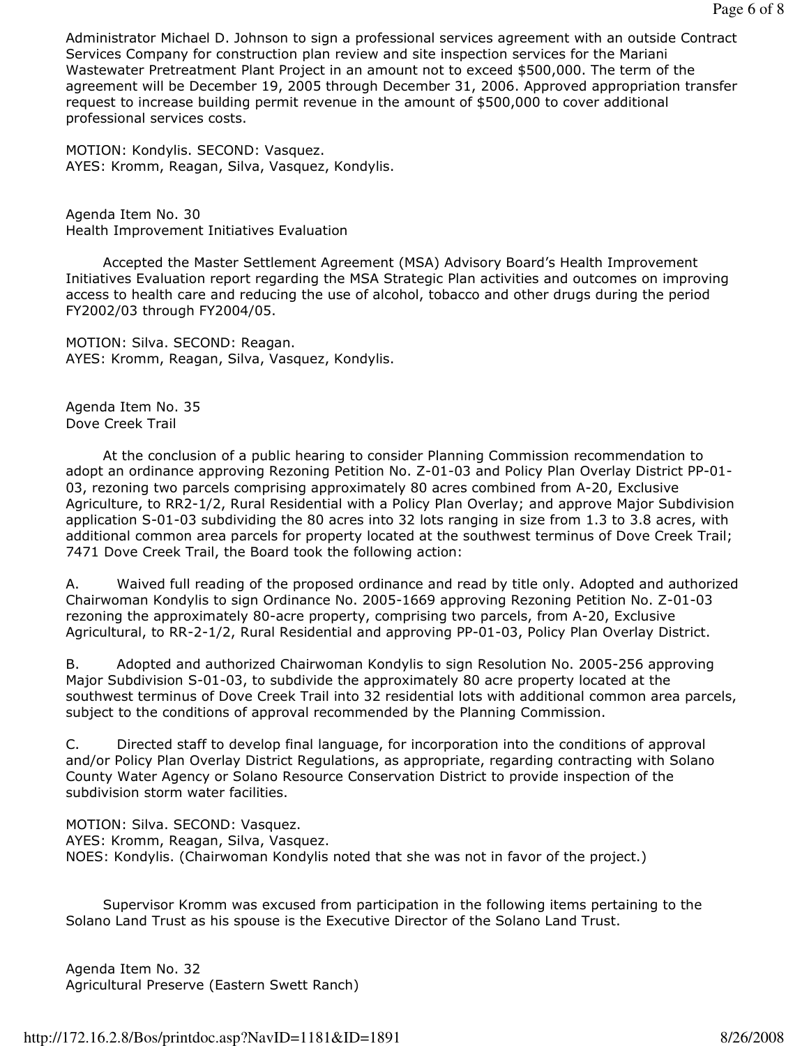Administrator Michael D. Johnson to sign a professional services agreement with an outside Contract Services Company for construction plan review and site inspection services for the Mariani Wastewater Pretreatment Plant Project in an amount not to exceed $500,000. The term of the agreement will be December 19, 2005 through December 31, 2006. Approved appropriation transfer request to increase building permit revenue in the amount of $500,000 to cover additional professional services costs.

MOTION: Kondylis. SECOND: Vasquez.
AYES: Kromm, Reagan, Silva, Vasquez, Kondylis.

Agenda Item No. 30
Health Improvement Initiatives Evaluation

Accepted the Master Settlement Agreement (MSA) Advisory Board's Health Improvement Initiatives Evaluation report regarding the MSA Strategic Plan activities and outcomes on improving access to health care and reducing the use of alcohol, tobacco and other drugs during the period FY2002/03 through FY2004/05.

MOTION: Silva. SECOND: Reagan.
AYES: Kromm, Reagan, Silva, Vasquez, Kondylis.

Agenda Item No. 35
Dove Creek Trail

At the conclusion of a public hearing to consider Planning Commission recommendation to adopt an ordinance approving Rezoning Petition No. Z-01-03 and Policy Plan Overlay District PP-01-03, rezoning two parcels comprising approximately 80 acres combined from A-20, Exclusive Agriculture, to RR2-1/2, Rural Residential with a Policy Plan Overlay; and approve Major Subdivision application S-01-03 subdividing the 80 acres into 32 lots ranging in size from 1.3 to 3.8 acres, with additional common area parcels for property located at the southwest terminus of Dove Creek Trail; 7471 Dove Creek Trail, the Board took the following action:

A. Waived full reading of the proposed ordinance and read by title only. Adopted and authorized Chairwoman Kondylis to sign Ordinance No. 2005-1669 approving Rezoning Petition No. Z-01-03 rezoning the approximately 80-acre property, comprising two parcels, from A-20, Exclusive Agricultural, to RR-2-1/2, Rural Residential and approving PP-01-03, Policy Plan Overlay District.

B. Adopted and authorized Chairwoman Kondylis to sign Resolution No. 2005-256 approving Major Subdivision S-01-03, to subdivide the approximately 80 acre property located at the southwest terminus of Dove Creek Trail into 32 residential lots with additional common area parcels, subject to the conditions of approval recommended by the Planning Commission.

C. Directed staff to develop final language, for incorporation into the conditions of approval and/or Policy Plan Overlay District Regulations, as appropriate, regarding contracting with Solano County Water Agency or Solano Resource Conservation District to provide inspection of the subdivision storm water facilities.

MOTION: Silva. SECOND: Vasquez.
AYES: Kromm, Reagan, Silva, Vasquez.
NOES: Kondylis. (Chairwoman Kondylis noted that she was not in favor of the project.)

Supervisor Kromm was excused from participation in the following items pertaining to the Solano Land Trust as his spouse is the Executive Director of the Solano Land Trust.

Agenda Item No. 32
Agricultural Preserve (Eastern Swett Ranch)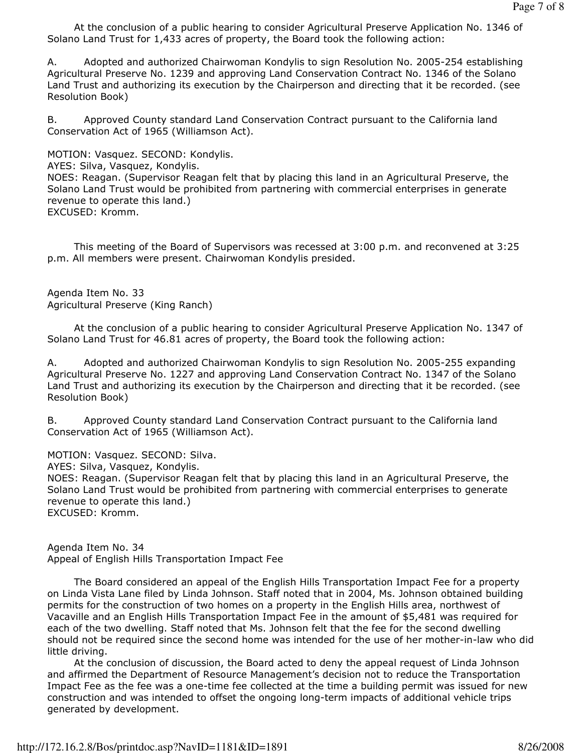At the conclusion of a public hearing to consider Agricultural Preserve Application No. 1346 of Solano Land Trust for 1,433 acres of property, the Board took the following action:

A. Adopted and authorized Chairwoman Kondylis to sign Resolution No. 2005-254 establishing Agricultural Preserve No. 1239 and approving Land Conservation Contract No. 1346 of the Solano Land Trust and authorizing its execution by the Chairperson and directing that it be recorded. (see Resolution Book)

B. Approved County standard Land Conservation Contract pursuant to the California land Conservation Act of 1965 (Williamson Act).

MOTION: Vasquez. SECOND: Kondylis.
AYES: Silva, Vasquez, Kondylis.
NOES: Reagan. (Supervisor Reagan felt that by placing this land in an Agricultural Preserve, the Solano Land Trust would be prohibited from partnering with commercial enterprises in generate revenue to operate this land.)
EXCUSED: Kromm.

This meeting of the Board of Supervisors was recessed at 3:00 p.m. and reconvened at 3:25 p.m. All members were present. Chairwoman Kondylis presided.

Agenda Item No. 33
Agricultural Preserve (King Ranch)

At the conclusion of a public hearing to consider Agricultural Preserve Application No. 1347 of Solano Land Trust for 46.81 acres of property, the Board took the following action:

A. Adopted and authorized Chairwoman Kondylis to sign Resolution No. 2005-255 expanding Agricultural Preserve No. 1227 and approving Land Conservation Contract No. 1347 of the Solano Land Trust and authorizing its execution by the Chairperson and directing that it be recorded. (see Resolution Book)

B. Approved County standard Land Conservation Contract pursuant to the California land Conservation Act of 1965 (Williamson Act).

MOTION: Vasquez. SECOND: Silva.
AYES: Silva, Vasquez, Kondylis.
NOES: Reagan. (Supervisor Reagan felt that by placing this land in an Agricultural Preserve, the Solano Land Trust would be prohibited from partnering with commercial enterprises to generate revenue to operate this land.)
EXCUSED: Kromm.

Agenda Item No. 34
Appeal of English Hills Transportation Impact Fee

The Board considered an appeal of the English Hills Transportation Impact Fee for a property on Linda Vista Lane filed by Linda Johnson. Staff noted that in 2004, Ms. Johnson obtained building permits for the construction of two homes on a property in the English Hills area, northwest of Vacaville and an English Hills Transportation Impact Fee in the amount of $5,481 was required for each of the two dwelling. Staff noted that Ms. Johnson felt that the fee for the second dwelling should not be required since the second home was intended for the use of her mother-in-law who did little driving.

At the conclusion of discussion, the Board acted to deny the appeal request of Linda Johnson and affirmed the Department of Resource Management's decision not to reduce the Transportation Impact Fee as the fee was a one-time fee collected at the time a building permit was issued for new construction and was intended to offset the ongoing long-term impacts of additional vehicle trips generated by development.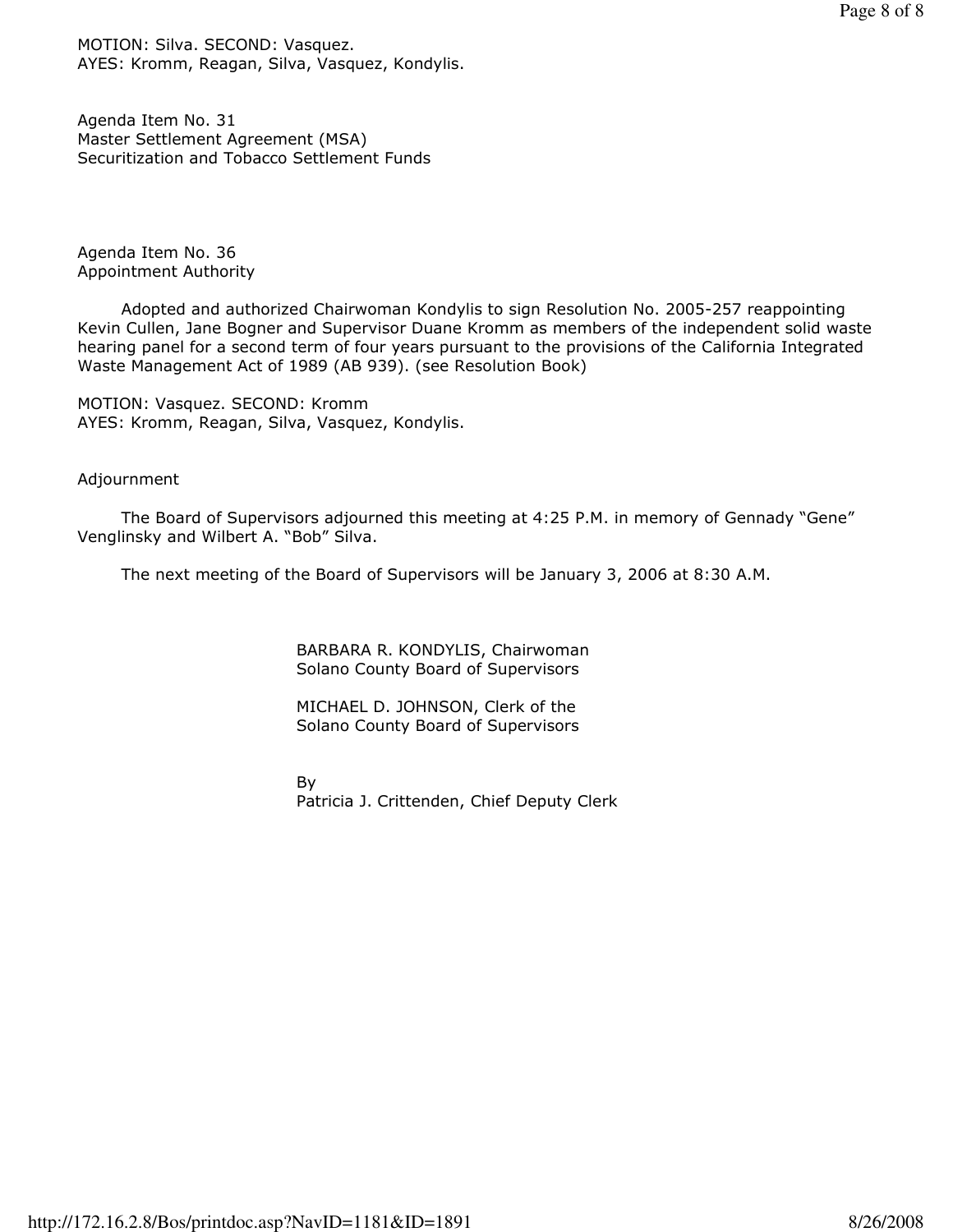MOTION: Silva. SECOND: Vasquez.
AYES: Kromm, Reagan, Silva, Vasquez, Kondylis.

Agenda Item No. 31
Master Settlement Agreement (MSA)
Securitization and Tobacco Settlement Funds

Agenda Item No. 36
Appointment Authority

Adopted and authorized Chairwoman Kondylis to sign Resolution No. 2005-257 reappointing Kevin Cullen, Jane Bogner and Supervisor Duane Kromm as members of the independent solid waste hearing panel for a second term of four years pursuant to the provisions of the California Integrated Waste Management Act of 1989 (AB 939). (see Resolution Book)

MOTION: Vasquez. SECOND: Kromm
AYES: Kromm, Reagan, Silva, Vasquez, Kondylis.

Adjournment

The Board of Supervisors adjourned this meeting at 4:25 P.M. in memory of Gennady "Gene" Venglinsky and Wilbert A. "Bob" Silva.

The next meeting of the Board of Supervisors will be January 3, 2006 at 8:30 A.M.

BARBARA R. KONDYLIS, Chairwoman
Solano County Board of Supervisors

MICHAEL D. JOHNSON, Clerk of the
Solano County Board of Supervisors

By
Patricia J. Crittenden, Chief Deputy Clerk